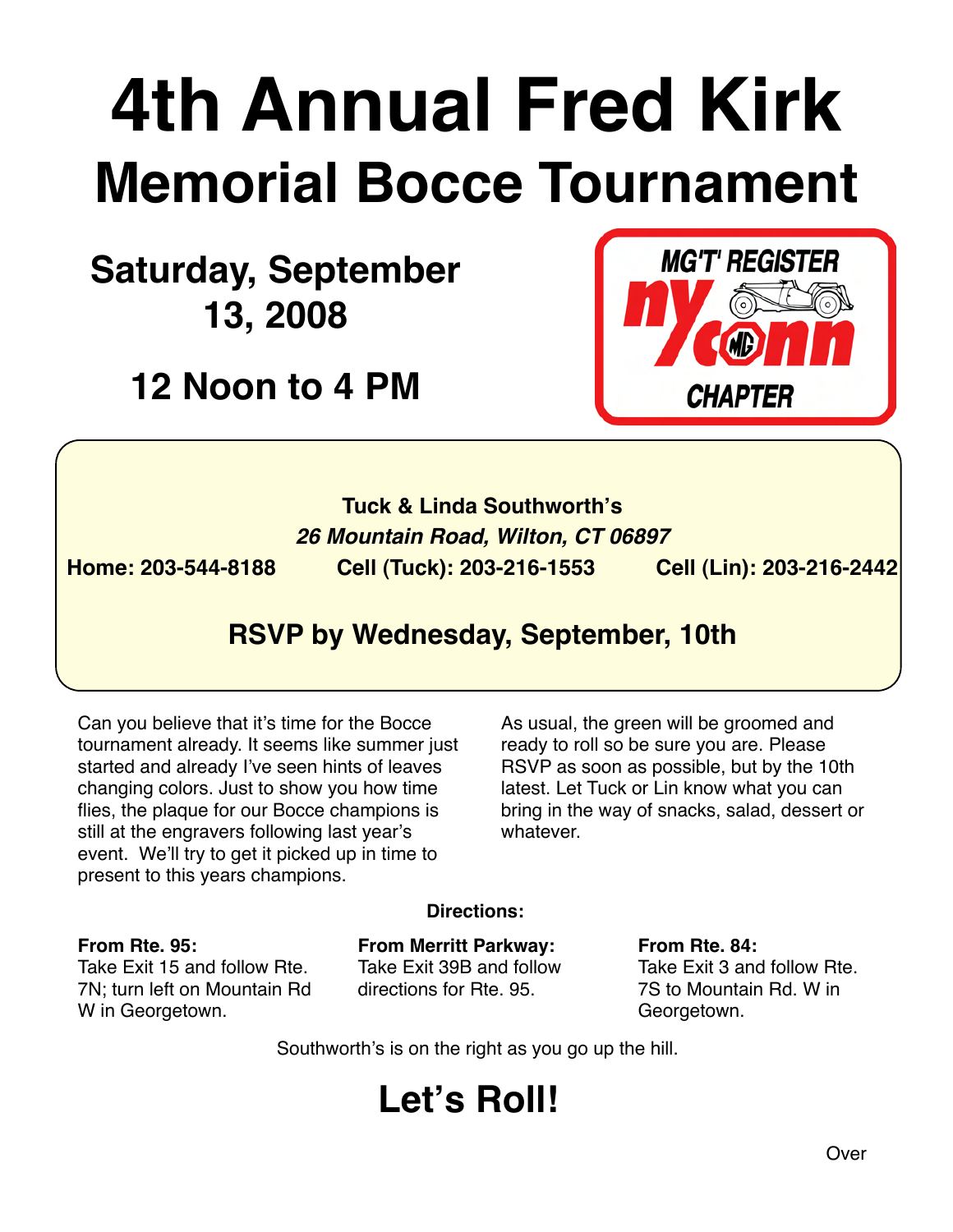# 4th Annual Fred Kirk
## Memorial Bocce Tournament

**Saturday, September 13, 2008**

**12 Noon to 4 PM**

MG'T' REGISTER
ny conn
CHAPTER

**Tuck & Linda Southworth's**

***26 Mountain Road, Wilton, CT 06897***

**Home: 203-544-8188 Cell (Tuck): 203-216-1553 Cell (Lin): 203-216-2442**

**RSVP by Wednesday, September, 10th**

Can you believe that it's time for the Bocce tournament already. It seems like summer just started and already I've seen hints of leaves changing colors. Just to show you how time flies, the plaque for our Bocce champions is still at the engravers following last year's event. We'll try to get it picked up in time to present to this years champions.

As usual, the green will be groomed and ready to roll so be sure you are. Please RSVP as soon as possible, but by the 10th latest. Let Tuck or Lin know what you can bring in the way of snacks, salad, dessert or whatever.

**Directions:**

**From Rte. 95:**
Take Exit 15 and follow Rte. 7N; turn left on Mountain Rd W in Georgetown.

**From Merritt Parkway:**
Take Exit 39B and follow directions for Rte. 95.

**From Rte. 84:**
Take Exit 3 and follow Rte. 7S to Mountain Rd. W in Georgetown.

Southworth's is on the right as you go up the hill.

## Let's Roll!

Over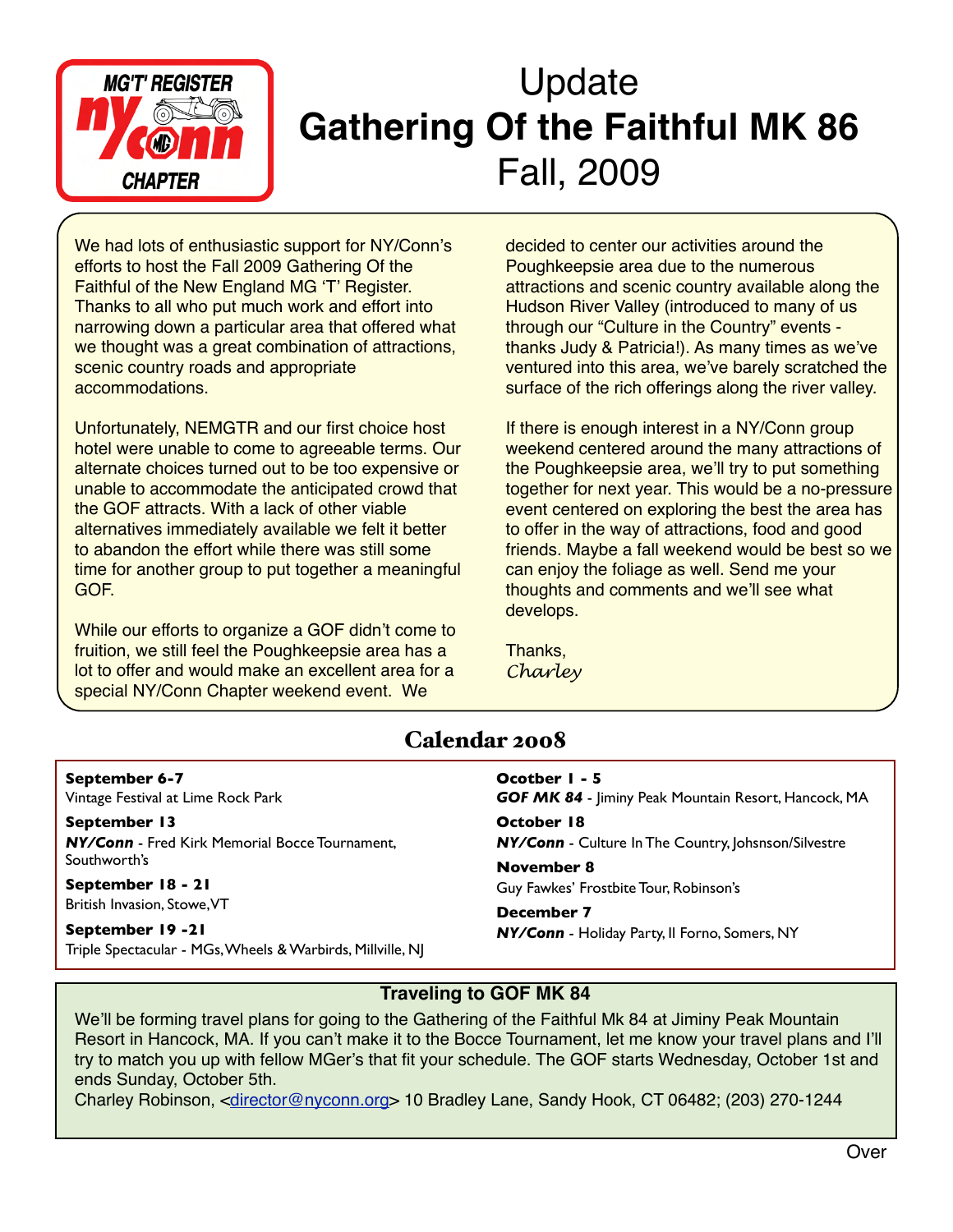MG 'T' REGISTER NY/Conn CHAPTER

# Update
# Gathering Of the Faithful MK 86
# Fall, 2009

We had lots of enthusiastic support for NY/Conn's efforts to host the Fall 2009 Gathering Of the Faithful of the New England MG 'T' Register. Thanks to all who put much work and effort into narrowing down a particular area that offered what we thought was a great combination of attractions, scenic country roads and appropriate accommodations.

Unfortunately, NEMGTR and our first choice host hotel were unable to come to agreeable terms. Our alternate choices turned out to be too expensive or unable to accommodate the anticipated crowd that the GOF attracts. With a lack of other viable alternatives immediately available we felt it better to abandon the effort while there was still some time for another group to put together a meaningful GOF.

While our efforts to organize a GOF didn't come to fruition, we still feel the Poughkeepsie area has a lot to offer and would make an excellent area for a special NY/Conn Chapter weekend event. We decided to center our activities around the Poughkeepsie area due to the numerous attractions and scenic country available along the Hudson River Valley (introduced to many of us through our "Culture in the Country" events - thanks Judy & Patricia!). As many times as we've ventured into this area, we've barely scratched the surface of the rich offerings along the river valley.

If there is enough interest in a NY/Conn group weekend centered around the many attractions of the Poughkeepsie area, we'll try to put something together for next year. This would be a no-pressure event centered on exploring the best the area has to offer in the way of attractions, food and good friends. Maybe a fall weekend would be best so we can enjoy the foliage as well. Send me your thoughts and comments and we'll see what develops.

Thanks,
*Charley*

## Calendar 2008

**September 6-7**
Vintage Festival at Lime Rock Park

**September 13**
***NY/Conn*** - Fred Kirk Memorial Bocce Tournament, Southworth's

**September 18 - 21**
British Invasion, Stowe, VT

**September 19 -21**
Triple Spectacular - MGs, Wheels & Warbirds, Millville, NJ

**Ocotber 1 - 5**
***GOF MK 84*** - Jiminy Peak Mountain Resort, Hancock, MA

**October 18**
***NY/Conn*** - Culture In The Country, Johsnson/Silvestre

**November 8**
Guy Fawkes' Frostbite Tour, Robinson's

**December 7**
***NY/Conn*** - Holiday Party, Il Forno, Somers, NY

### Traveling to GOF MK 84

We'll be forming travel plans for going to the Gathering of the Faithful Mk 84 at Jiminy Peak Mountain Resort in Hancock, MA. If you can't make it to the Bocce Tournament, let me know your travel plans and I'll try to match you up with fellow MGer's that fit your schedule. The GOF starts Wednesday, October 1st and ends Sunday, October 5th.
Charley Robinson, <director@nyconn.org> 10 Bradley Lane, Sandy Hook, CT 06482; (203) 270-1244

Over